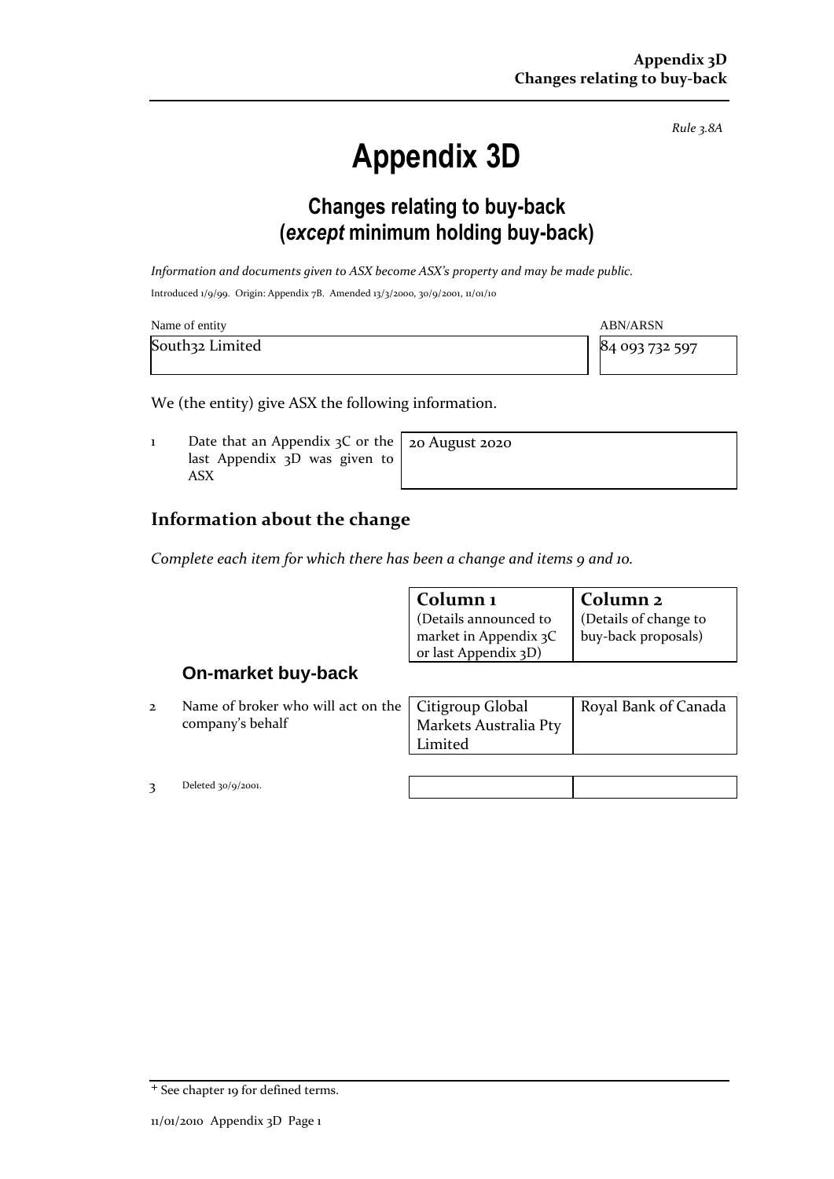*Rule 3.8A*

# Appendix 3D

## Changes relating to buy-back (*except* minimum holding buy-back)

*Information and documents given to ASX become ASX's property and may be made public.*

Introduced 1/9/99. Origin: Appendix 7B. Amended 13/3/2000, 30/9/2001, 11/01/10

| Name of entity | ABN/ARSN |
|---|---|
| South32 Limited | 84 093 732 597 |

We (the entity) give ASX the following information.

| | | |
|---|---|---|
| 1 | Date that an Appendix 3C or the last Appendix 3D was given to ASX | 20 August 2020 |

## Information about the change

*Complete each item for which there has been a change and items 9 and 10.*

| | | **Column 1** (Details announced to market in Appendix 3C or last Appendix 3D) | **Column 2** (Details of change to buy-back proposals) |
|---|---|---|---|
| | **On-market buy-back** | | |
| 2 | Name of broker who will act on the company's behalf | Citigroup Global Markets Australia Pty Limited | Royal Bank of Canada |
| 3 | Deleted 30/9/2001. | | |

[+] See chapter 19 for defined terms.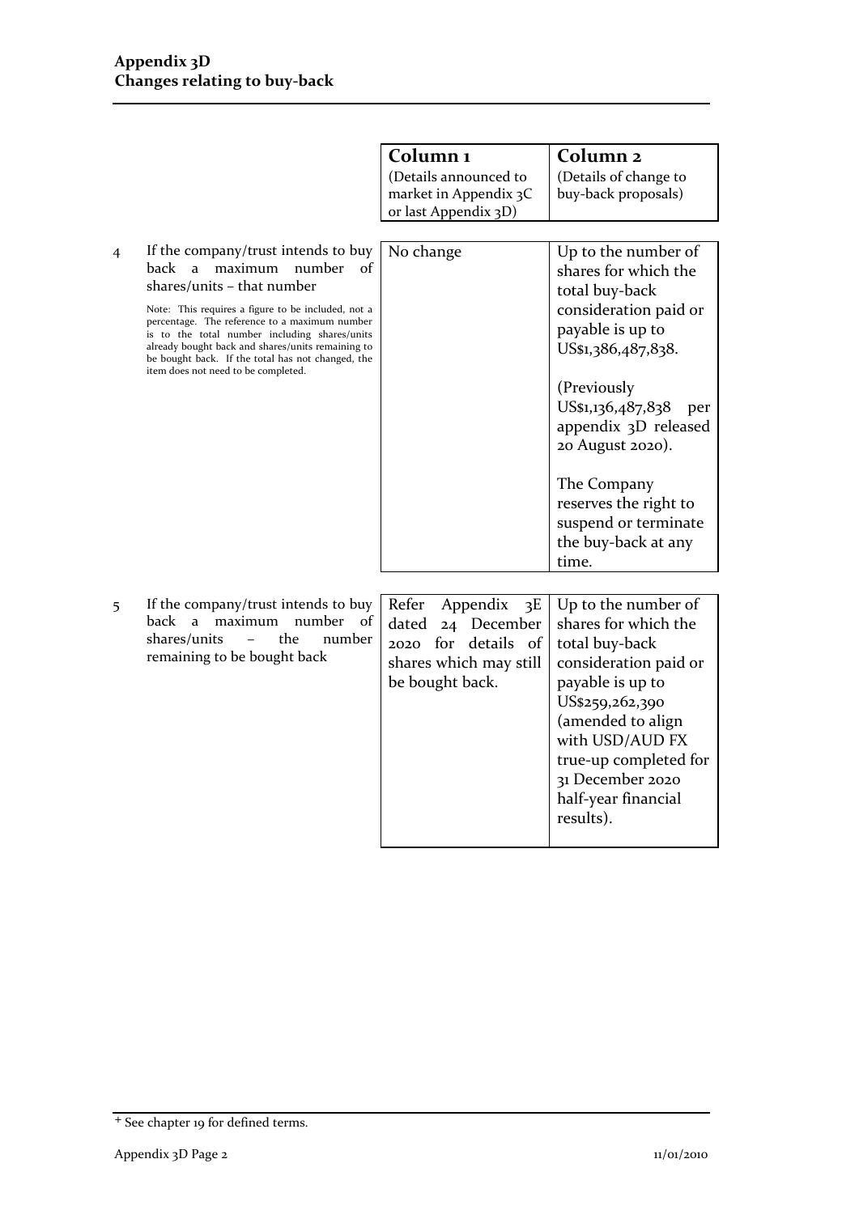| | | Column 1 (Details announced to market in Appendix 3C or last Appendix 3D) | Column 2 (Details of change to buy-back proposals) |
|---|---|---|---|
| 4 | If the company/trust intends to buy back a maximum number of shares/units – that number<br><br>Note: This requires a figure to be included, not a percentage. The reference to a maximum number is to the total number including shares/units already bought back and shares/units remaining to be bought back. If the total has not changed, the item does not need to be completed. | No change | Up to the number of shares for which the total buy-back consideration paid or payable is up to US$1,386,487,838.<br><br>(Previously US$1,136,487,838 per appendix 3D released 20 August 2020).<br><br>The Company reserves the right to suspend or terminate the buy-back at any time. |
| 5 | If the company/trust intends to buy back a maximum number of shares/units – the number remaining to be bought back | Refer Appendix 3E dated 24 December 2020 for details of shares which may still be bought back. | Up to the number of shares for which the total buy-back consideration paid or payable is up to US$259,262,390 (amended to align with USD/AUD FX true-up completed for 31 December 2020 half-year financial results). |

+ See chapter 19 for defined terms.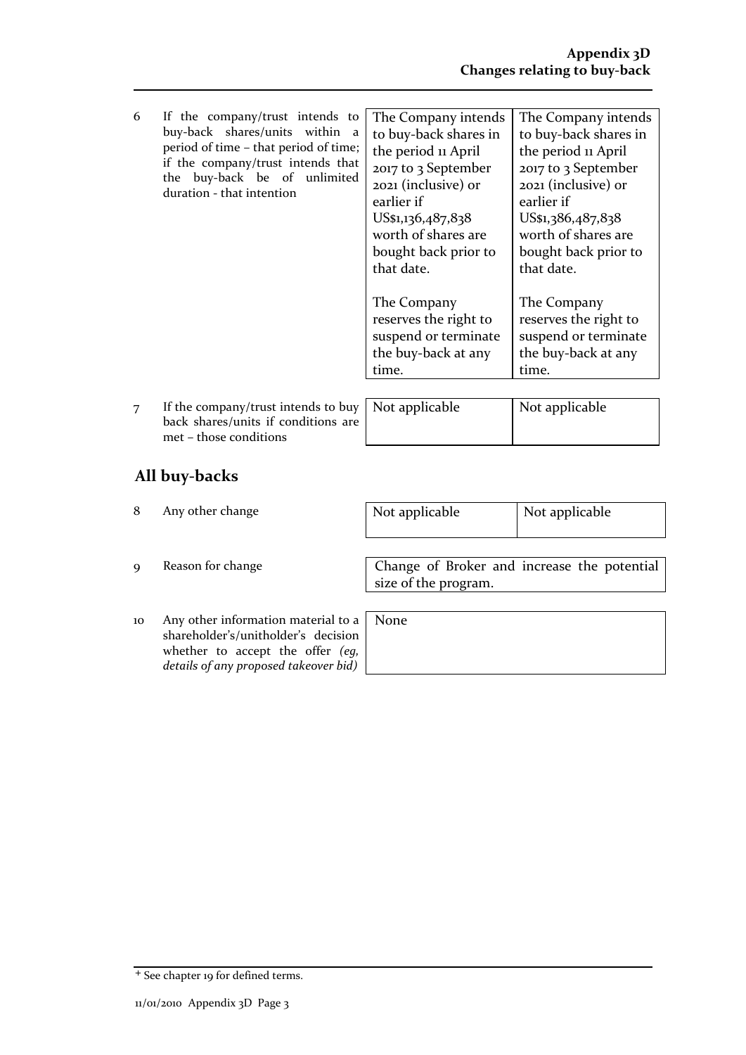| | | | |
|---|---|---|---|
| 6 | If the company/trust intends to buy-back shares/units within a period of time – that period of time; if the company/trust intends that the buy-back be of unlimited duration - that intention | The Company intends to buy-back shares in the period 11 April 2017 to 3 September 2021 (inclusive) or earlier if US$1,136,487,838 worth of shares are bought back prior to that date.<br><br>The Company reserves the right to suspend or terminate the buy-back at any time. | The Company intends to buy-back shares in the period 11 April 2017 to 3 September 2021 (inclusive) or earlier if US$1,386,487,838 worth of shares are bought back prior to that date.<br><br>The Company reserves the right to suspend or terminate the buy-back at any time. |
| 7 | If the company/trust intends to buy back shares/units if conditions are met – those conditions | Not applicable | Not applicable |

## All buy-backs

| | | | |
|---|---|---|---|
| 8 | Any other change | Not applicable | Not applicable |
| 9 | Reason for change | Change of Broker and increase the potential size of the program. | |
| 10 | Any other information material to a shareholder's/unitholder's decision whether to accept the offer *(eg, details of any proposed takeover bid)* | None | |

+ See chapter 19 for defined terms.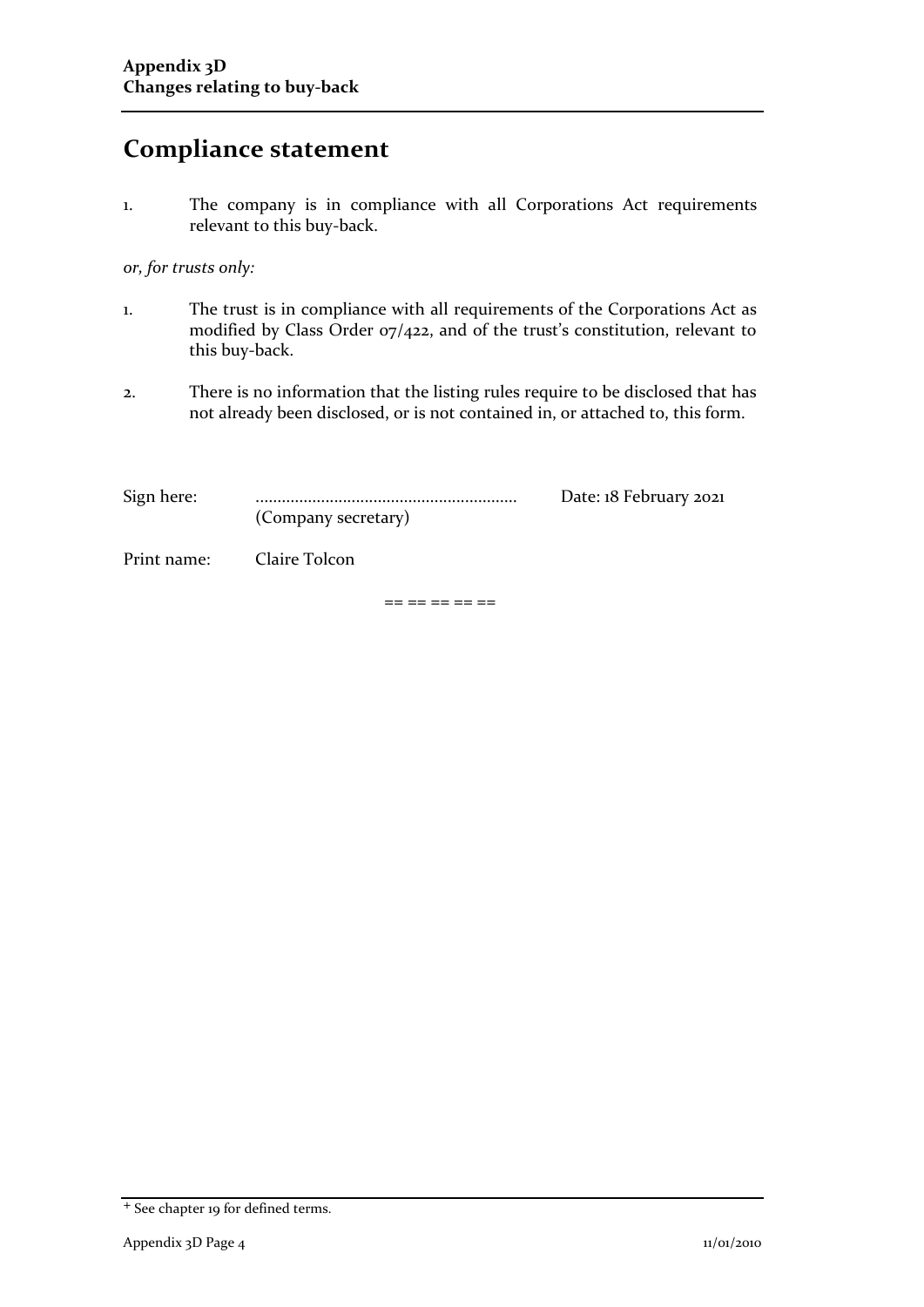## Compliance statement

1. The company is in compliance with all Corporations Act requirements relevant to this buy-back.

*or, for trusts only:*

1. The trust is in compliance with all requirements of the Corporations Act as modified by Class Order 07/422, and of the trust's constitution, relevant to this buy-back.

2. There is no information that the listing rules require to be disclosed that has not already been disclosed, or is not contained in, or attached to, this form.

Sign here: ........................................................... Date: 18 February 2021
(Company secretary)

Print name: Claire Tolcon

== == == == ==

+ See chapter 19 for defined terms.